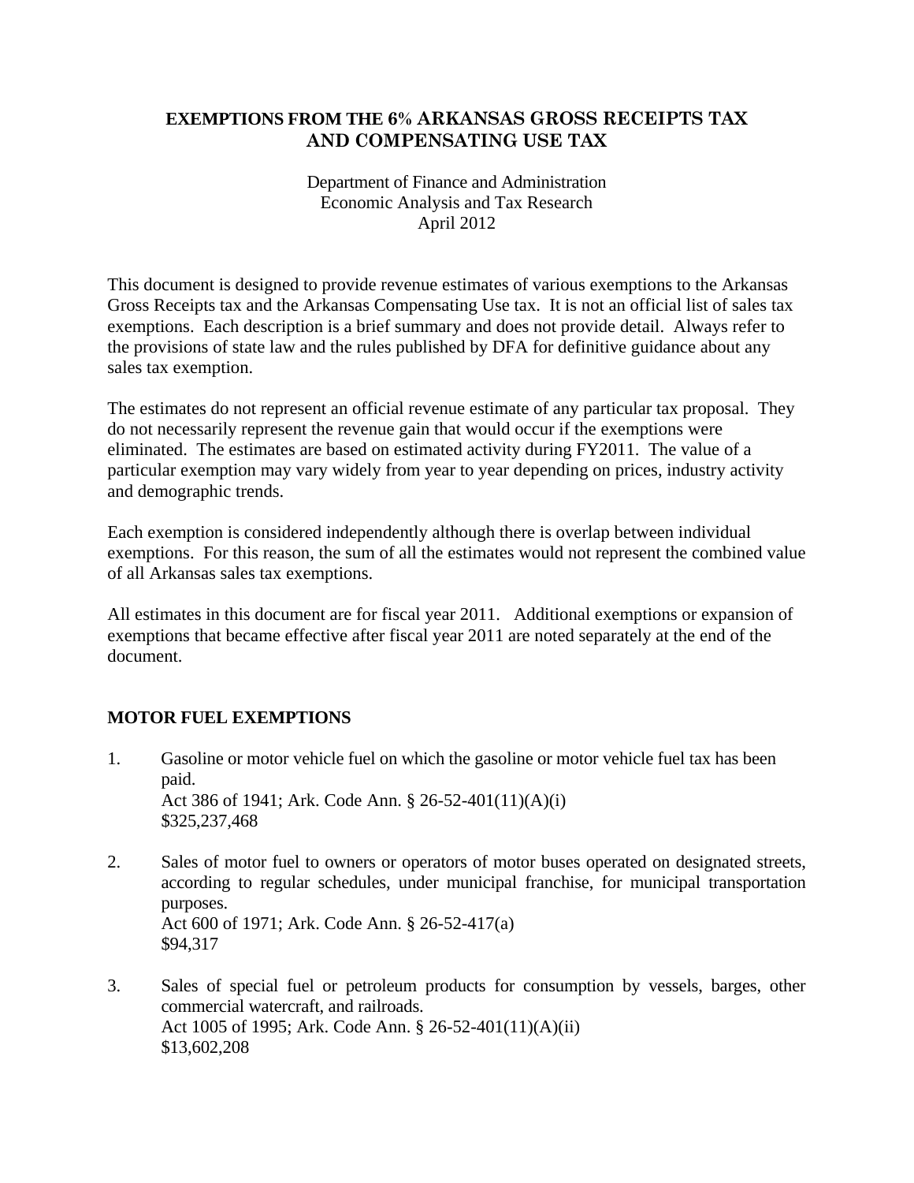# EXEMPTIONS FROM THE 6% ARKANSAS GROSS RECEIPTS TAX AND COMPENSATING USE TAX

Department of Finance and Administration
Economic Analysis and Tax Research
April 2012

This document is designed to provide revenue estimates of various exemptions to the Arkansas Gross Receipts tax and the Arkansas Compensating Use tax. It is not an official list of sales tax exemptions. Each description is a brief summary and does not provide detail. Always refer to the provisions of state law and the rules published by DFA for definitive guidance about any sales tax exemption.

The estimates do not represent an official revenue estimate of any particular tax proposal. They do not necessarily represent the revenue gain that would occur if the exemptions were eliminated. The estimates are based on estimated activity during FY2011. The value of a particular exemption may vary widely from year to year depending on prices, industry activity and demographic trends.

Each exemption is considered independently although there is overlap between individual exemptions. For this reason, the sum of all the estimates would not represent the combined value of all Arkansas sales tax exemptions.

All estimates in this document are for fiscal year 2011. Additional exemptions or expansion of exemptions that became effective after fiscal year 2011 are noted separately at the end of the document.

## MOTOR FUEL EXEMPTIONS

1. Gasoline or motor vehicle fuel on which the gasoline or motor vehicle fuel tax has been paid.
   Act 386 of 1941; Ark. Code Ann. § 26-52-401(11)(A)(i)
   $325,237,468

2. Sales of motor fuel to owners or operators of motor buses operated on designated streets, according to regular schedules, under municipal franchise, for municipal transportation purposes.
   Act 600 of 1971; Ark. Code Ann. § 26-52-417(a)
   $94,317

3. Sales of special fuel or petroleum products for consumption by vessels, barges, other commercial watercraft, and railroads.
   Act 1005 of 1995; Ark. Code Ann. § 26-52-401(11)(A)(ii)
   $13,602,208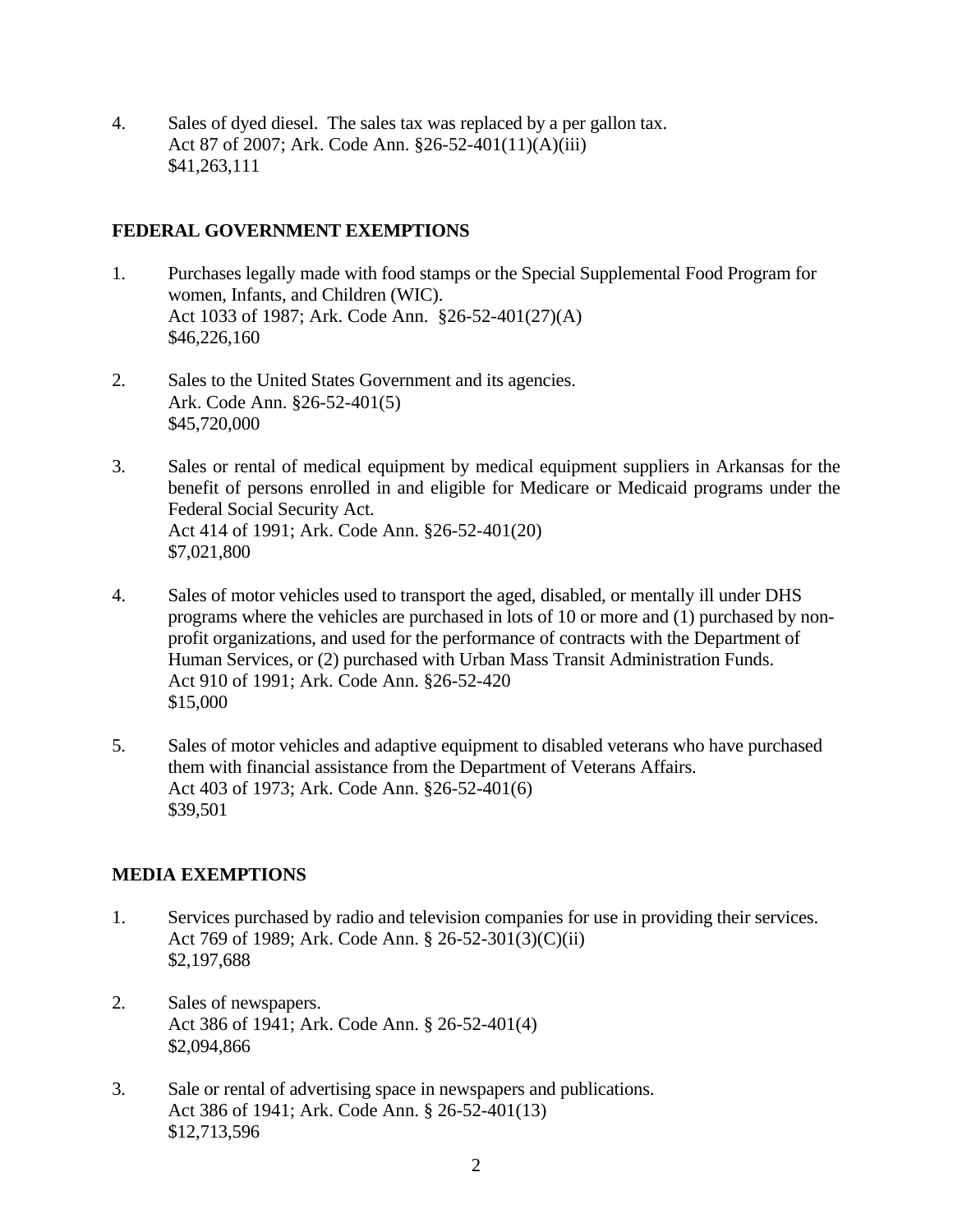4. Sales of dyed diesel. The sales tax was replaced by a per gallon tax.
   Act 87 of 2007; Ark. Code Ann. §26-52-401(11)(A)(iii)
   $41,263,111

**FEDERAL GOVERNMENT EXEMPTIONS**

1. Purchases legally made with food stamps or the Special Supplemental Food Program for women, Infants, and Children (WIC).
   Act 1033 of 1987; Ark. Code Ann. §26-52-401(27)(A)
   $46,226,160

2. Sales to the United States Government and its agencies.
   Ark. Code Ann. §26-52-401(5)
   $45,720,000

3. Sales or rental of medical equipment by medical equipment suppliers in Arkansas for the benefit of persons enrolled in and eligible for Medicare or Medicaid programs under the Federal Social Security Act.
   Act 414 of 1991; Ark. Code Ann. §26-52-401(20)
   $7,021,800

4. Sales of motor vehicles used to transport the aged, disabled, or mentally ill under DHS programs where the vehicles are purchased in lots of 10 or more and (1) purchased by non-profit organizations, and used for the performance of contracts with the Department of Human Services, or (2) purchased with Urban Mass Transit Administration Funds.
   Act 910 of 1991; Ark. Code Ann. §26-52-420
   $15,000

5. Sales of motor vehicles and adaptive equipment to disabled veterans who have purchased them with financial assistance from the Department of Veterans Affairs.
   Act 403 of 1973; Ark. Code Ann. §26-52-401(6)
   $39,501

**MEDIA EXEMPTIONS**

1. Services purchased by radio and television companies for use in providing their services.
   Act 769 of 1989; Ark. Code Ann. § 26-52-301(3)(C)(ii)
   $2,197,688

2. Sales of newspapers.
   Act 386 of 1941; Ark. Code Ann. § 26-52-401(4)
   $2,094,866

3. Sale or rental of advertising space in newspapers and publications.
   Act 386 of 1941; Ark. Code Ann. § 26-52-401(13)
   $12,713,596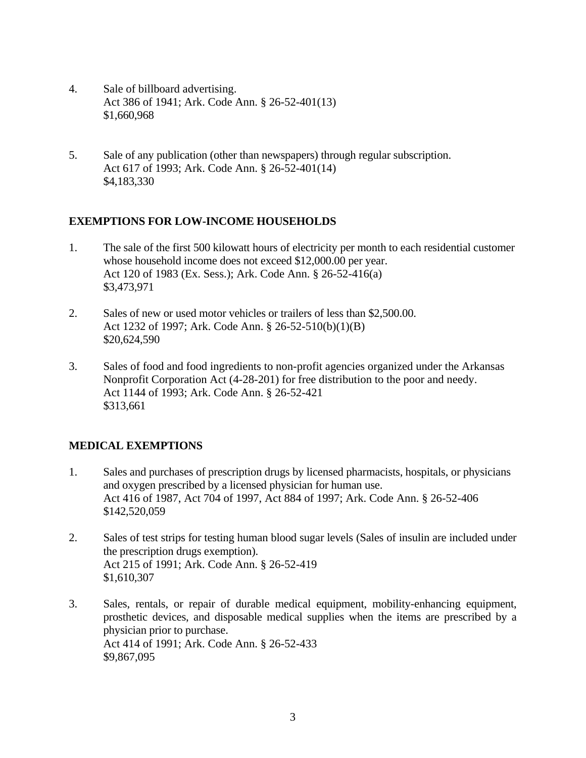4. Sale of billboard advertising.
   Act 386 of 1941; Ark. Code Ann. § 26-52-401(13)
   $1,660,968

5. Sale of any publication (other than newspapers) through regular subscription.
   Act 617 of 1993; Ark. Code Ann. § 26-52-401(14)
   $4,183,330

**EXEMPTIONS FOR LOW-INCOME HOUSEHOLDS**

1. The sale of the first 500 kilowatt hours of electricity per month to each residential customer whose household income does not exceed $12,000.00 per year.
   Act 120 of 1983 (Ex. Sess.); Ark. Code Ann. § 26-52-416(a)
   $3,473,971

2. Sales of new or used motor vehicles or trailers of less than $2,500.00.
   Act 1232 of 1997; Ark. Code Ann. § 26-52-510(b)(1)(B)
   $20,624,590

3. Sales of food and food ingredients to non-profit agencies organized under the Arkansas Nonprofit Corporation Act (4-28-201) for free distribution to the poor and needy.
   Act 1144 of 1993; Ark. Code Ann. § 26-52-421
   $313,661

**MEDICAL EXEMPTIONS**

1. Sales and purchases of prescription drugs by licensed pharmacists, hospitals, or physicians and oxygen prescribed by a licensed physician for human use.
   Act 416 of 1987, Act 704 of 1997, Act 884 of 1997; Ark. Code Ann. § 26-52-406
   $142,520,059

2. Sales of test strips for testing human blood sugar levels (Sales of insulin are included under the prescription drugs exemption).
   Act 215 of 1991; Ark. Code Ann. § 26-52-419
   $1,610,307

3. Sales, rentals, or repair of durable medical equipment, mobility-enhancing equipment, prosthetic devices, and disposable medical supplies when the items are prescribed by a physician prior to purchase.
   Act 414 of 1991; Ark. Code Ann. § 26-52-433
   $9,867,095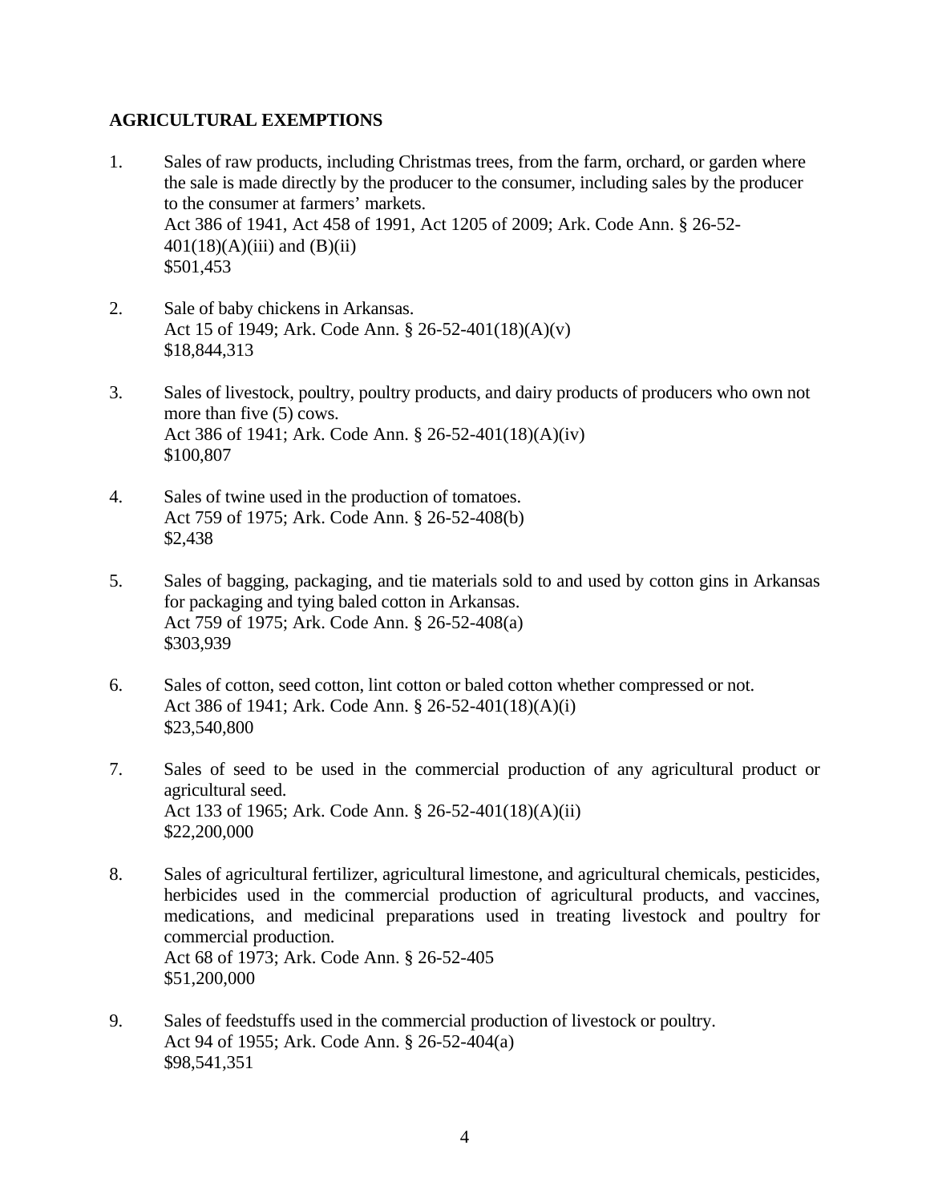**AGRICULTURAL EXEMPTIONS**

1. Sales of raw products, including Christmas trees, from the farm, orchard, or garden where the sale is made directly by the producer to the consumer, including sales by the producer to the consumer at farmers' markets.
   Act 386 of 1941, Act 458 of 1991, Act 1205 of 2009; Ark. Code Ann. § 26-52-401(18)(A)(iii) and (B)(ii)
   $501,453

2. Sale of baby chickens in Arkansas.
   Act 15 of 1949; Ark. Code Ann. § 26-52-401(18)(A)(v)
   $18,844,313

3. Sales of livestock, poultry, poultry products, and dairy products of producers who own not more than five (5) cows.
   Act 386 of 1941; Ark. Code Ann. § 26-52-401(18)(A)(iv)
   $100,807

4. Sales of twine used in the production of tomatoes.
   Act 759 of 1975; Ark. Code Ann. § 26-52-408(b)
   $2,438

5. Sales of bagging, packaging, and tie materials sold to and used by cotton gins in Arkansas for packaging and tying baled cotton in Arkansas.
   Act 759 of 1975; Ark. Code Ann. § 26-52-408(a)
   $303,939

6. Sales of cotton, seed cotton, lint cotton or baled cotton whether compressed or not.
   Act 386 of 1941; Ark. Code Ann. § 26-52-401(18)(A)(i)
   $23,540,800

7. Sales of seed to be used in the commercial production of any agricultural product or agricultural seed.
   Act 133 of 1965; Ark. Code Ann. § 26-52-401(18)(A)(ii)
   $22,200,000

8. Sales of agricultural fertilizer, agricultural limestone, and agricultural chemicals, pesticides, herbicides used in the commercial production of agricultural products, and vaccines, medications, and medicinal preparations used in treating livestock and poultry for commercial production.
   Act 68 of 1973; Ark. Code Ann. § 26-52-405
   $51,200,000

9. Sales of feedstuffs used in the commercial production of livestock or poultry.
   Act 94 of 1955; Ark. Code Ann. § 26-52-404(a)
   $98,541,351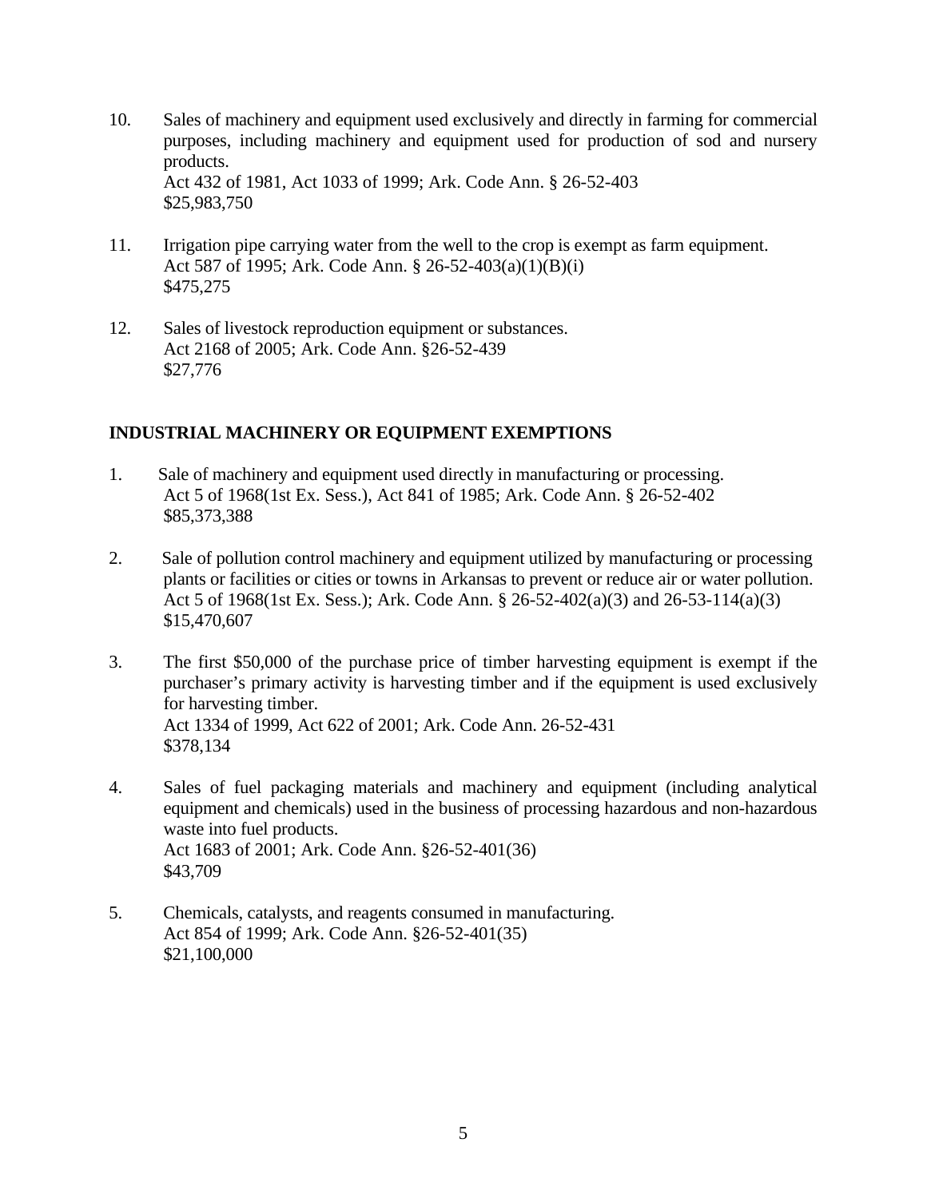10. Sales of machinery and equipment used exclusively and directly in farming for commercial purposes, including machinery and equipment used for production of sod and nursery products.
    Act 432 of 1981, Act 1033 of 1999; Ark. Code Ann. § 26-52-403
    $25,983,750

11. Irrigation pipe carrying water from the well to the crop is exempt as farm equipment.
    Act 587 of 1995; Ark. Code Ann. § 26-52-403(a)(1)(B)(i)
    $475,275

12. Sales of livestock reproduction equipment or substances.
    Act 2168 of 2005; Ark. Code Ann. §26-52-439
    $27,776

**INDUSTRIAL MACHINERY OR EQUIPMENT EXEMPTIONS**

1. Sale of machinery and equipment used directly in manufacturing or processing.
   Act 5 of 1968(1st Ex. Sess.), Act 841 of 1985; Ark. Code Ann. § 26-52-402
   $85,373,388

2. Sale of pollution control machinery and equipment utilized by manufacturing or processing plants or facilities or cities or towns in Arkansas to prevent or reduce air or water pollution.
   Act 5 of 1968(1st Ex. Sess.); Ark. Code Ann. § 26-52-402(a)(3) and 26-53-114(a)(3)
   $15,470,607

3. The first $50,000 of the purchase price of timber harvesting equipment is exempt if the purchaser's primary activity is harvesting timber and if the equipment is used exclusively for harvesting timber.
   Act 1334 of 1999, Act 622 of 2001; Ark. Code Ann. 26-52-431
   $378,134

4. Sales of fuel packaging materials and machinery and equipment (including analytical equipment and chemicals) used in the business of processing hazardous and non-hazardous waste into fuel products.
   Act 1683 of 2001; Ark. Code Ann. §26-52-401(36)
   $43,709

5. Chemicals, catalysts, and reagents consumed in manufacturing.
   Act 854 of 1999; Ark. Code Ann. §26-52-401(35)
   $21,100,000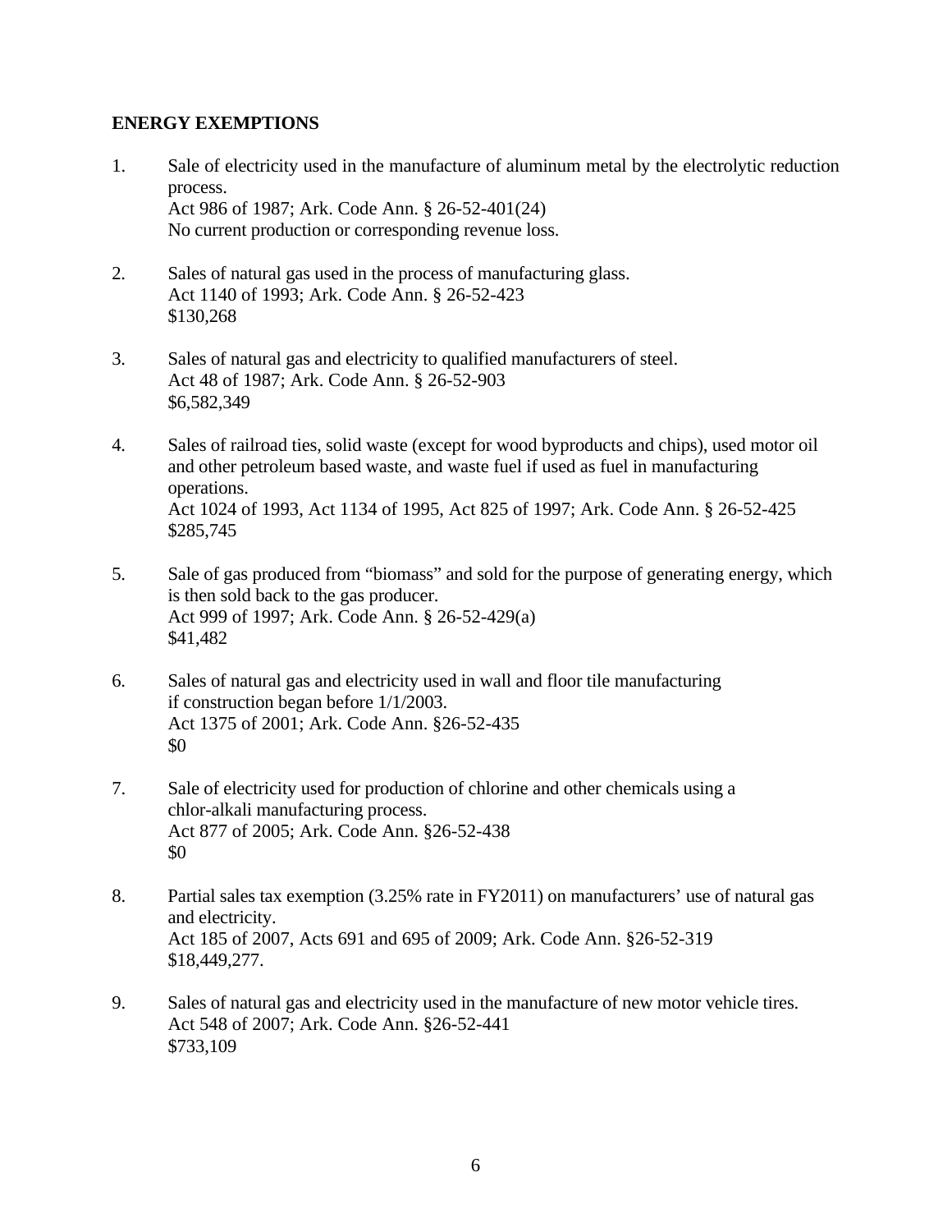**ENERGY EXEMPTIONS**

1. Sale of electricity used in the manufacture of aluminum metal by the electrolytic reduction process.
   Act 986 of 1987; Ark. Code Ann. § 26-52-401(24)
   No current production or corresponding revenue loss.

2. Sales of natural gas used in the process of manufacturing glass.
   Act 1140 of 1993; Ark. Code Ann. § 26-52-423
   $130,268

3. Sales of natural gas and electricity to qualified manufacturers of steel.
   Act 48 of 1987; Ark. Code Ann. § 26-52-903
   $6,582,349

4. Sales of railroad ties, solid waste (except for wood byproducts and chips), used motor oil and other petroleum based waste, and waste fuel if used as fuel in manufacturing operations.
   Act 1024 of 1993, Act 1134 of 1995, Act 825 of 1997; Ark. Code Ann. § 26-52-425
   $285,745

5. Sale of gas produced from "biomass" and sold for the purpose of generating energy, which is then sold back to the gas producer.
   Act 999 of 1997; Ark. Code Ann. § 26-52-429(a)
   $41,482

6. Sales of natural gas and electricity used in wall and floor tile manufacturing if construction began before 1/1/2003.
   Act 1375 of 2001; Ark. Code Ann. §26-52-435
   $0

7. Sale of electricity used for production of chlorine and other chemicals using a chlor-alkali manufacturing process.
   Act 877 of 2005; Ark. Code Ann. §26-52-438
   $0

8. Partial sales tax exemption (3.25% rate in FY2011) on manufacturers' use of natural gas and electricity.
   Act 185 of 2007, Acts 691 and 695 of 2009; Ark. Code Ann. §26-52-319
   $18,449,277.

9. Sales of natural gas and electricity used in the manufacture of new motor vehicle tires.
   Act 548 of 2007; Ark. Code Ann. §26-52-441
   $733,109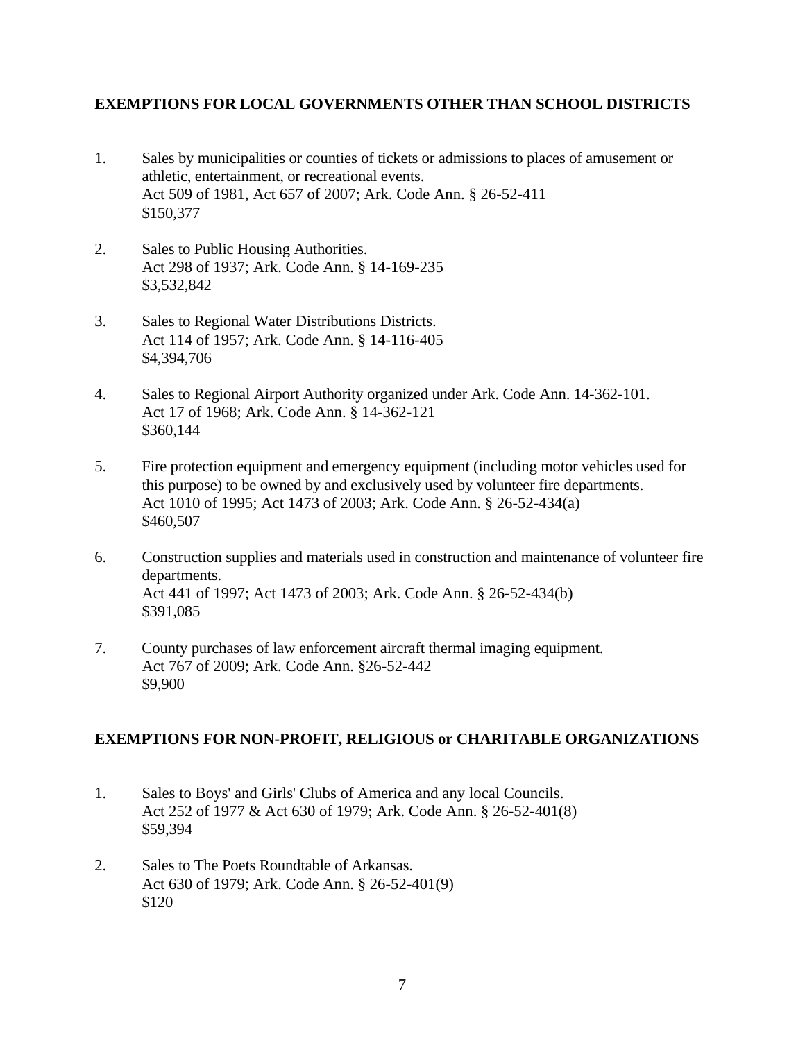## EXEMPTIONS FOR LOCAL GOVERNMENTS OTHER THAN SCHOOL DISTRICTS

1. Sales by municipalities or counties of tickets or admissions to places of amusement or athletic, entertainment, or recreational events.
   Act 509 of 1981, Act 657 of 2007; Ark. Code Ann. § 26-52-411
   $150,377

2. Sales to Public Housing Authorities.
   Act 298 of 1937; Ark. Code Ann. § 14-169-235
   $3,532,842

3. Sales to Regional Water Distributions Districts.
   Act 114 of 1957; Ark. Code Ann. § 14-116-405
   $4,394,706

4. Sales to Regional Airport Authority organized under Ark. Code Ann. 14-362-101.
   Act 17 of 1968; Ark. Code Ann. § 14-362-121
   $360,144

5. Fire protection equipment and emergency equipment (including motor vehicles used for this purpose) to be owned by and exclusively used by volunteer fire departments.
   Act 1010 of 1995; Act 1473 of 2003; Ark. Code Ann. § 26-52-434(a)
   $460,507

6. Construction supplies and materials used in construction and maintenance of volunteer fire departments.
   Act 441 of 1997; Act 1473 of 2003; Ark. Code Ann. § 26-52-434(b)
   $391,085

7. County purchases of law enforcement aircraft thermal imaging equipment.
   Act 767 of 2009; Ark. Code Ann. §26-52-442
   $9,900

## EXEMPTIONS FOR NON-PROFIT, RELIGIOUS or CHARITABLE ORGANIZATIONS

1. Sales to Boys' and Girls' Clubs of America and any local Councils.
   Act 252 of 1977 & Act 630 of 1979; Ark. Code Ann. § 26-52-401(8)
   $59,394

2. Sales to The Poets Roundtable of Arkansas.
   Act 630 of 1979; Ark. Code Ann. § 26-52-401(9)
   $120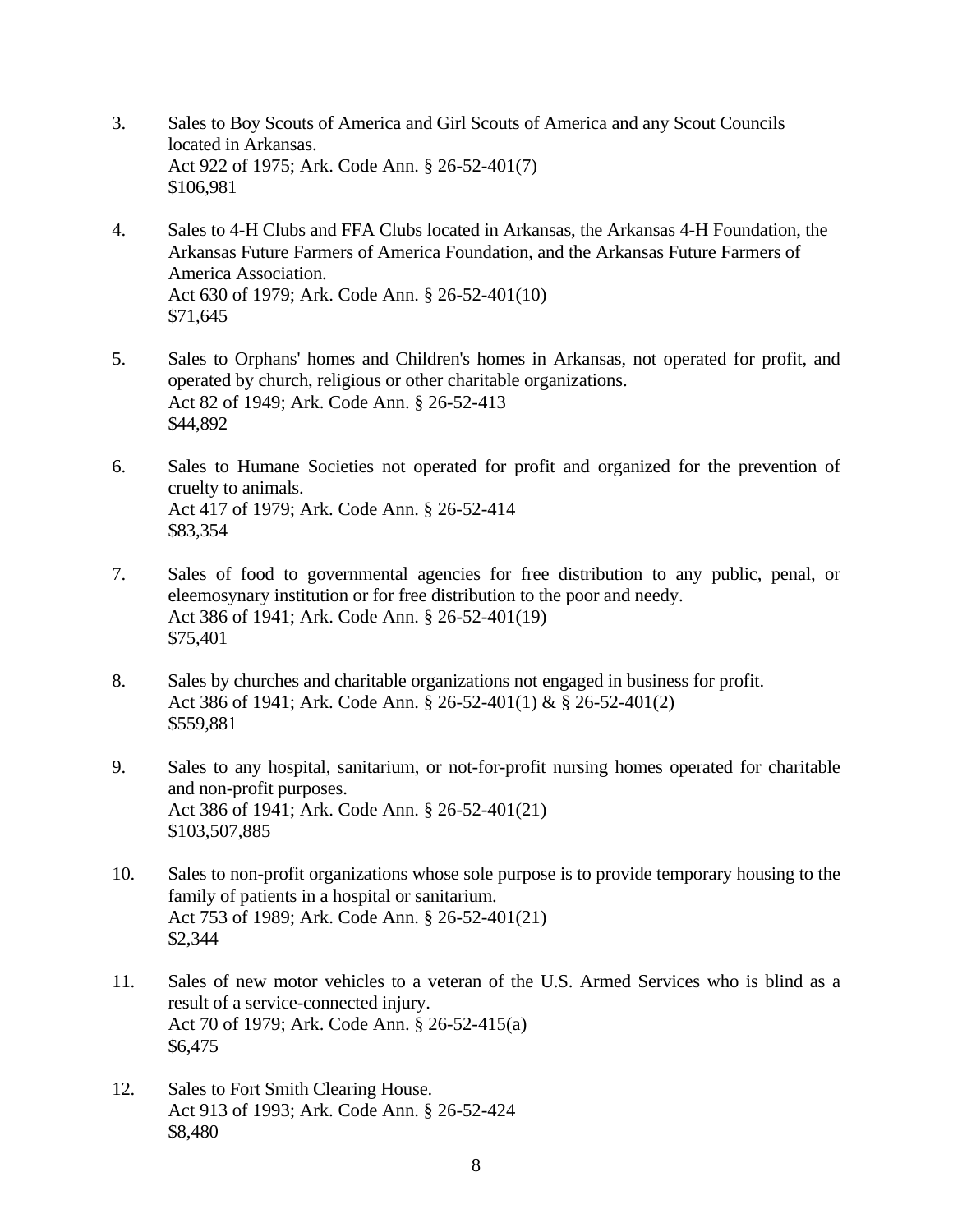3. Sales to Boy Scouts of America and Girl Scouts of America and any Scout Councils located in Arkansas.
   Act 922 of 1975; Ark. Code Ann. § 26-52-401(7)
   $106,981

4. Sales to 4-H Clubs and FFA Clubs located in Arkansas, the Arkansas 4-H Foundation, the Arkansas Future Farmers of America Foundation, and the Arkansas Future Farmers of America Association.
   Act 630 of 1979; Ark. Code Ann. § 26-52-401(10)
   $71,645

5. Sales to Orphans' homes and Children's homes in Arkansas, not operated for profit, and operated by church, religious or other charitable organizations.
   Act 82 of 1949; Ark. Code Ann. § 26-52-413
   $44,892

6. Sales to Humane Societies not operated for profit and organized for the prevention of cruelty to animals.
   Act 417 of 1979; Ark. Code Ann. § 26-52-414
   $83,354

7. Sales of food to governmental agencies for free distribution to any public, penal, or eleemosynary institution or for free distribution to the poor and needy.
   Act 386 of 1941; Ark. Code Ann. § 26-52-401(19)
   $75,401

8. Sales by churches and charitable organizations not engaged in business for profit.
   Act 386 of 1941; Ark. Code Ann. § 26-52-401(1) & § 26-52-401(2)
   $559,881

9. Sales to any hospital, sanitarium, or not-for-profit nursing homes operated for charitable and non-profit purposes.
   Act 386 of 1941; Ark. Code Ann. § 26-52-401(21)
   $103,507,885

10. Sales to non-profit organizations whose sole purpose is to provide temporary housing to the family of patients in a hospital or sanitarium.
    Act 753 of 1989; Ark. Code Ann. § 26-52-401(21)
    $2,344

11. Sales of new motor vehicles to a veteran of the U.S. Armed Services who is blind as a result of a service-connected injury.
    Act 70 of 1979; Ark. Code Ann. § 26-52-415(a)
    $6,475

12. Sales to Fort Smith Clearing House.
    Act 913 of 1993; Ark. Code Ann. § 26-52-424
    $8,480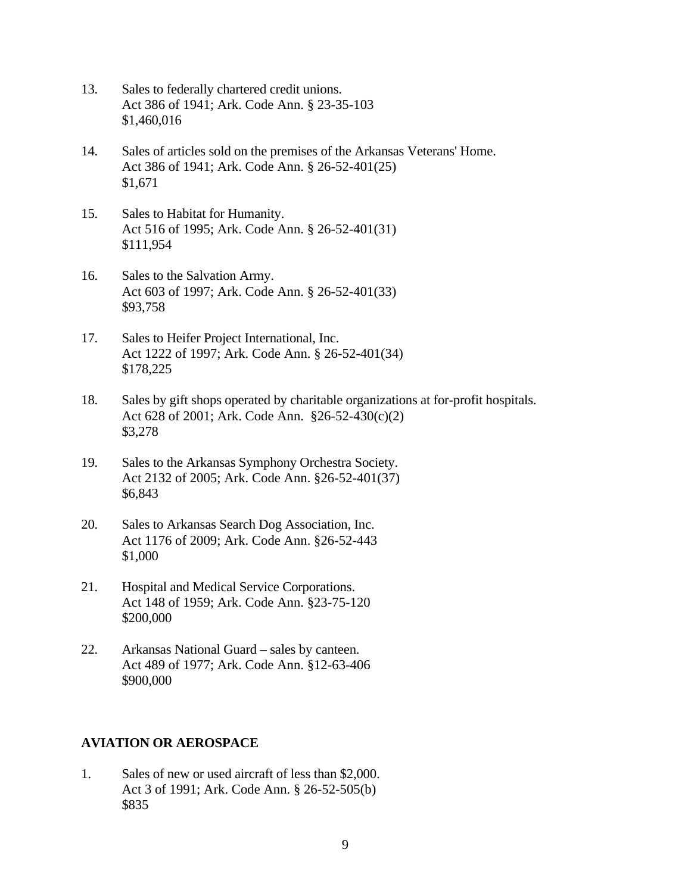13. Sales to federally chartered credit unions.
    Act 386 of 1941; Ark. Code Ann. § 23-35-103
    $1,460,016

14. Sales of articles sold on the premises of the Arkansas Veterans' Home.
    Act 386 of 1941; Ark. Code Ann. § 26-52-401(25)
    $1,671

15. Sales to Habitat for Humanity.
    Act 516 of 1995; Ark. Code Ann. § 26-52-401(31)
    $111,954

16. Sales to the Salvation Army.
    Act 603 of 1997; Ark. Code Ann. § 26-52-401(33)
    $93,758

17. Sales to Heifer Project International, Inc.
    Act 1222 of 1997; Ark. Code Ann. § 26-52-401(34)
    $178,225

18. Sales by gift shops operated by charitable organizations at for-profit hospitals.
    Act 628 of 2001; Ark. Code Ann. §26-52-430(c)(2)
    $3,278

19. Sales to the Arkansas Symphony Orchestra Society.
    Act 2132 of 2005; Ark. Code Ann. §26-52-401(37)
    $6,843

20. Sales to Arkansas Search Dog Association, Inc.
    Act 1176 of 2009; Ark. Code Ann. §26-52-443
    $1,000

21. Hospital and Medical Service Corporations.
    Act 148 of 1959; Ark. Code Ann. §23-75-120
    $200,000

22. Arkansas National Guard – sales by canteen.
    Act 489 of 1977; Ark. Code Ann. §12-63-406
    $900,000

**AVIATION OR AEROSPACE**

1. Sales of new or used aircraft of less than $2,000.
   Act 3 of 1991; Ark. Code Ann. § 26-52-505(b)
   $835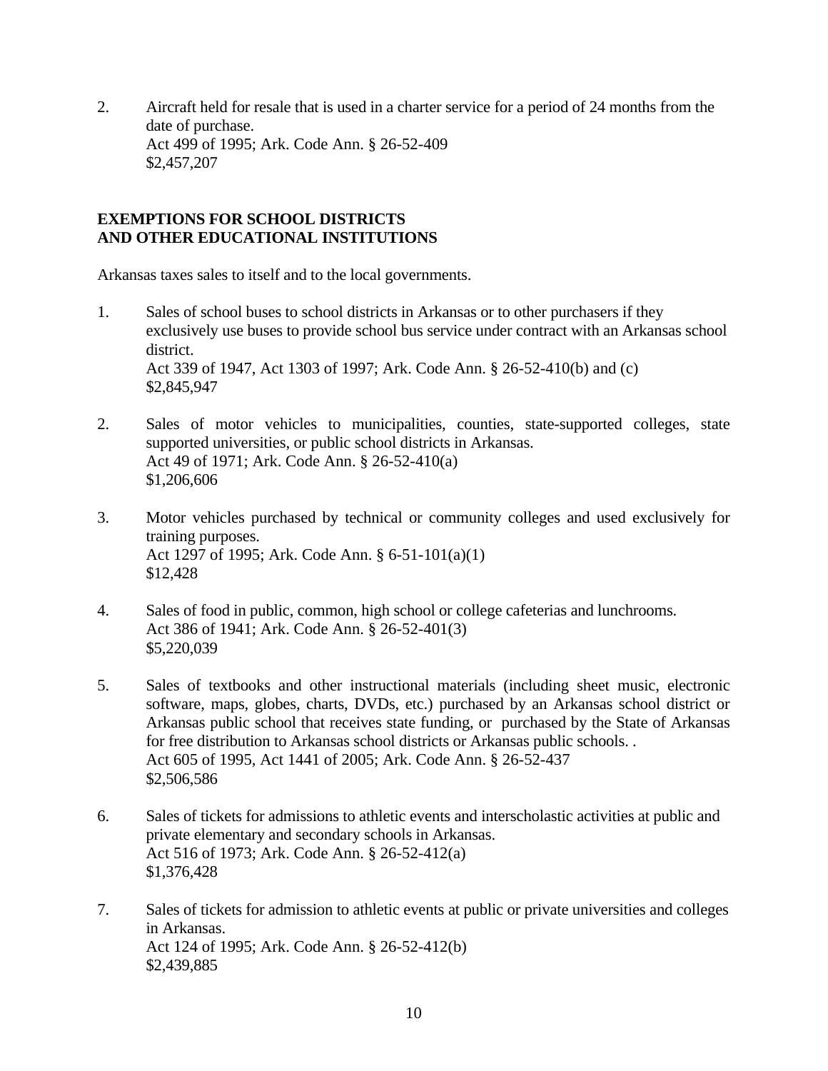2. Aircraft held for resale that is used in a charter service for a period of 24 months from the date of purchase.
   Act 499 of 1995; Ark. Code Ann. § 26-52-409
   $2,457,207

**EXEMPTIONS FOR SCHOOL DISTRICTS**
**AND OTHER EDUCATIONAL INSTITUTIONS**

Arkansas taxes sales to itself and to the local governments.

1. Sales of school buses to school districts in Arkansas or to other purchasers if they exclusively use buses to provide school bus service under contract with an Arkansas school district.
   Act 339 of 1947, Act 1303 of 1997; Ark. Code Ann. § 26-52-410(b) and (c)
   $2,845,947

2. Sales of motor vehicles to municipalities, counties, state-supported colleges, state supported universities, or public school districts in Arkansas.
   Act 49 of 1971; Ark. Code Ann. § 26-52-410(a)
   $1,206,606

3. Motor vehicles purchased by technical or community colleges and used exclusively for training purposes.
   Act 1297 of 1995; Ark. Code Ann. § 6-51-101(a)(1)
   $12,428

4. Sales of food in public, common, high school or college cafeterias and lunchrooms.
   Act 386 of 1941; Ark. Code Ann. § 26-52-401(3)
   $5,220,039

5. Sales of textbooks and other instructional materials (including sheet music, electronic software, maps, globes, charts, DVDs, etc.) purchased by an Arkansas school district or Arkansas public school that receives state funding, or purchased by the State of Arkansas for free distribution to Arkansas school districts or Arkansas public schools. .
   Act 605 of 1995, Act 1441 of 2005; Ark. Code Ann. § 26-52-437
   $2,506,586

6. Sales of tickets for admissions to athletic events and interscholastic activities at public and private elementary and secondary schools in Arkansas.
   Act 516 of 1973; Ark. Code Ann. § 26-52-412(a)
   $1,376,428

7. Sales of tickets for admission to athletic events at public or private universities and colleges in Arkansas.
   Act 124 of 1995; Ark. Code Ann. § 26-52-412(b)
   $2,439,885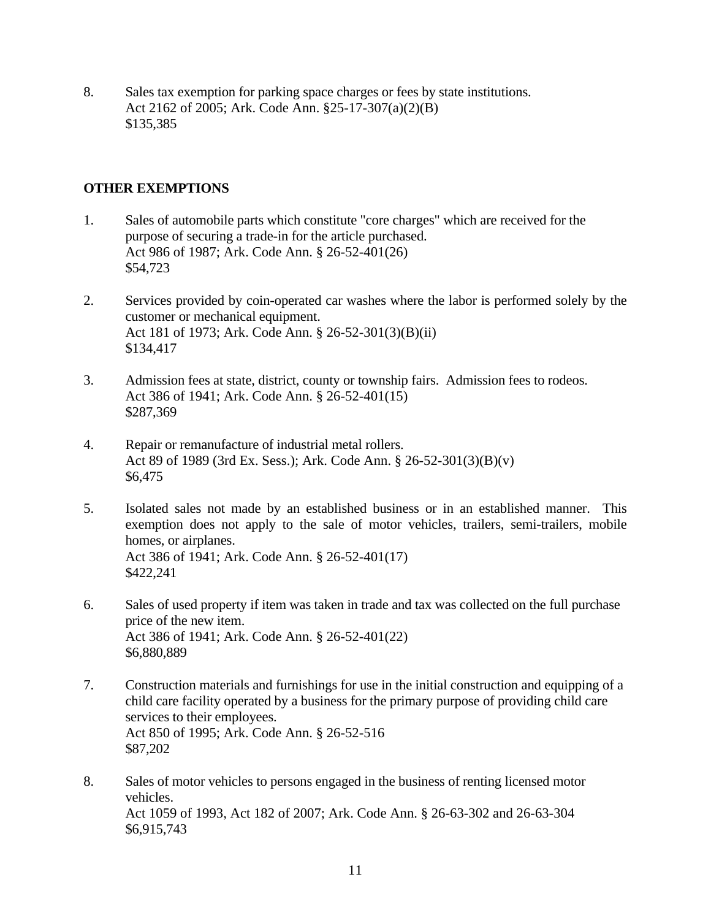8. Sales tax exemption for parking space charges or fees by state institutions.
   Act 2162 of 2005; Ark. Code Ann. §25-17-307(a)(2)(B)
   $135,385

## OTHER EXEMPTIONS

1. Sales of automobile parts which constitute "core charges" which are received for the purpose of securing a trade-in for the article purchased.
   Act 986 of 1987; Ark. Code Ann. § 26-52-401(26)
   $54,723

2. Services provided by coin-operated car washes where the labor is performed solely by the customer or mechanical equipment.
   Act 181 of 1973; Ark. Code Ann. § 26-52-301(3)(B)(ii)
   $134,417

3. Admission fees at state, district, county or township fairs. Admission fees to rodeos.
   Act 386 of 1941; Ark. Code Ann. § 26-52-401(15)
   $287,369

4. Repair or remanufacture of industrial metal rollers.
   Act 89 of 1989 (3rd Ex. Sess.); Ark. Code Ann. § 26-52-301(3)(B)(v)
   $6,475

5. Isolated sales not made by an established business or in an established manner. This exemption does not apply to the sale of motor vehicles, trailers, semi-trailers, mobile homes, or airplanes.
   Act 386 of 1941; Ark. Code Ann. § 26-52-401(17)
   $422,241

6. Sales of used property if item was taken in trade and tax was collected on the full purchase price of the new item.
   Act 386 of 1941; Ark. Code Ann. § 26-52-401(22)
   $6,880,889

7. Construction materials and furnishings for use in the initial construction and equipping of a child care facility operated by a business for the primary purpose of providing child care services to their employees.
   Act 850 of 1995; Ark. Code Ann. § 26-52-516
   $87,202

8. Sales of motor vehicles to persons engaged in the business of renting licensed motor vehicles.
   Act 1059 of 1993, Act 182 of 2007; Ark. Code Ann. § 26-63-302 and 26-63-304
   $6,915,743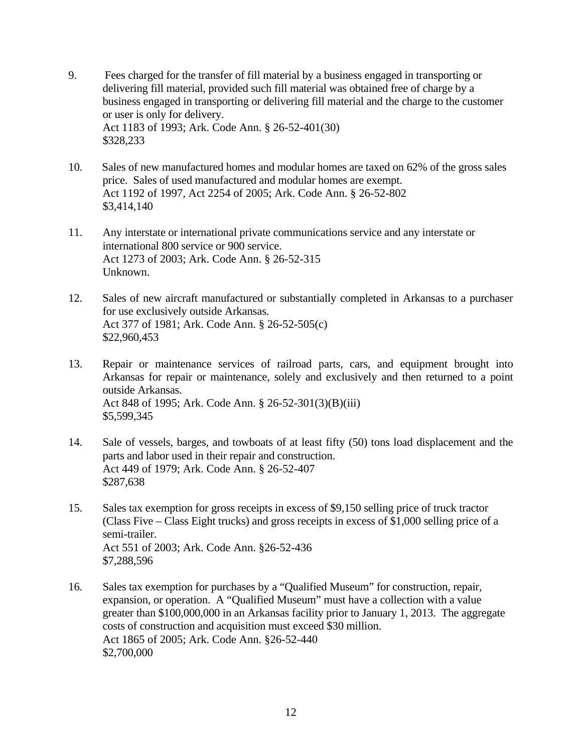9. Fees charged for the transfer of fill material by a business engaged in transporting or delivering fill material, provided such fill material was obtained free of charge by a business engaged in transporting or delivering fill material and the charge to the customer or user is only for delivery.
   Act 1183 of 1993; Ark. Code Ann. § 26-52-401(30)
   $328,233

10. Sales of new manufactured homes and modular homes are taxed on 62% of the gross sales price. Sales of used manufactured and modular homes are exempt.
    Act 1192 of 1997, Act 2254 of 2005; Ark. Code Ann. § 26-52-802
    $3,414,140

11. Any interstate or international private communications service and any interstate or international 800 service or 900 service.
    Act 1273 of 2003; Ark. Code Ann. § 26-52-315
    Unknown.

12. Sales of new aircraft manufactured or substantially completed in Arkansas to a purchaser for use exclusively outside Arkansas.
    Act 377 of 1981; Ark. Code Ann. § 26-52-505(c)
    $22,960,453

13. Repair or maintenance services of railroad parts, cars, and equipment brought into Arkansas for repair or maintenance, solely and exclusively and then returned to a point outside Arkansas.
    Act 848 of 1995; Ark. Code Ann. § 26-52-301(3)(B)(iii)
    $5,599,345

14. Sale of vessels, barges, and towboats of at least fifty (50) tons load displacement and the parts and labor used in their repair and construction.
    Act 449 of 1979; Ark. Code Ann. § 26-52-407
    $287,638

15. Sales tax exemption for gross receipts in excess of $9,150 selling price of truck tractor (Class Five – Class Eight trucks) and gross receipts in excess of $1,000 selling price of a semi-trailer.
    Act 551 of 2003; Ark. Code Ann. §26-52-436
    $7,288,596

16. Sales tax exemption for purchases by a "Qualified Museum" for construction, repair, expansion, or operation. A "Qualified Museum" must have a collection with a value greater than $100,000,000 in an Arkansas facility prior to January 1, 2013. The aggregate costs of construction and acquisition must exceed $30 million.
    Act 1865 of 2005; Ark. Code Ann. §26-52-440
    $2,700,000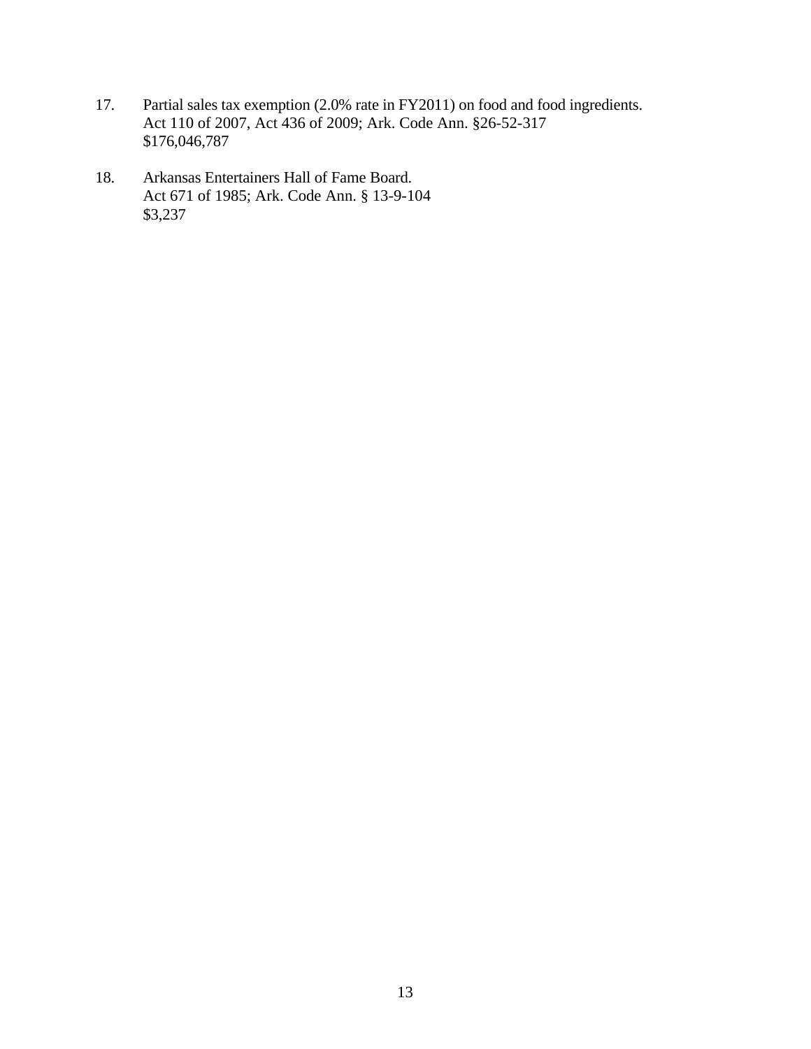17. Partial sales tax exemption (2.0% rate in FY2011) on food and food ingredients.
    Act 110 of 2007, Act 436 of 2009; Ark. Code Ann. §26-52-317
    $176,046,787

18. Arkansas Entertainers Hall of Fame Board.
    Act 671 of 1985; Ark. Code Ann. § 13-9-104
    $3,237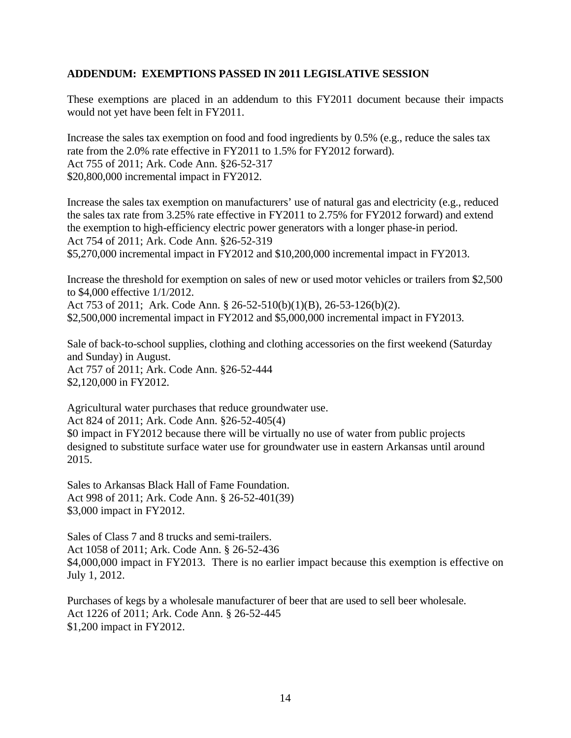**ADDENDUM: EXEMPTIONS PASSED IN 2011 LEGISLATIVE SESSION**

These exemptions are placed in an addendum to this FY2011 document because their impacts would not yet have been felt in FY2011.

Increase the sales tax exemption on food and food ingredients by 0.5% (e.g., reduce the sales tax rate from the 2.0% rate effective in FY2011 to 1.5% for FY2012 forward).
Act 755 of 2011; Ark. Code Ann. §26-52-317
$20,800,000 incremental impact in FY2012.

Increase the sales tax exemption on manufacturers' use of natural gas and electricity (e.g., reduced the sales tax rate from 3.25% rate effective in FY2011 to 2.75% for FY2012 forward) and extend the exemption to high-efficiency electric power generators with a longer phase-in period.
Act 754 of 2011; Ark. Code Ann. §26-52-319
$5,270,000 incremental impact in FY2012 and $10,200,000 incremental impact in FY2013.

Increase the threshold for exemption on sales of new or used motor vehicles or trailers from $2,500 to $4,000 effective 1/1/2012.
Act 753 of 2011; Ark. Code Ann. § 26-52-510(b)(1)(B), 26-53-126(b)(2).
$2,500,000 incremental impact in FY2012 and $5,000,000 incremental impact in FY2013.

Sale of back-to-school supplies, clothing and clothing accessories on the first weekend (Saturday and Sunday) in August.
Act 757 of 2011; Ark. Code Ann. §26-52-444
$2,120,000 in FY2012.

Agricultural water purchases that reduce groundwater use.
Act 824 of 2011; Ark. Code Ann. §26-52-405(4)
$0 impact in FY2012 because there will be virtually no use of water from public projects designed to substitute surface water use for groundwater use in eastern Arkansas until around 2015.

Sales to Arkansas Black Hall of Fame Foundation.
Act 998 of 2011; Ark. Code Ann. § 26-52-401(39)
$3,000 impact in FY2012.

Sales of Class 7 and 8 trucks and semi-trailers.
Act 1058 of 2011; Ark. Code Ann. § 26-52-436
$4,000,000 impact in FY2013. There is no earlier impact because this exemption is effective on July 1, 2012.

Purchases of kegs by a wholesale manufacturer of beer that are used to sell beer wholesale.
Act 1226 of 2011; Ark. Code Ann. § 26-52-445
$1,200 impact in FY2012.